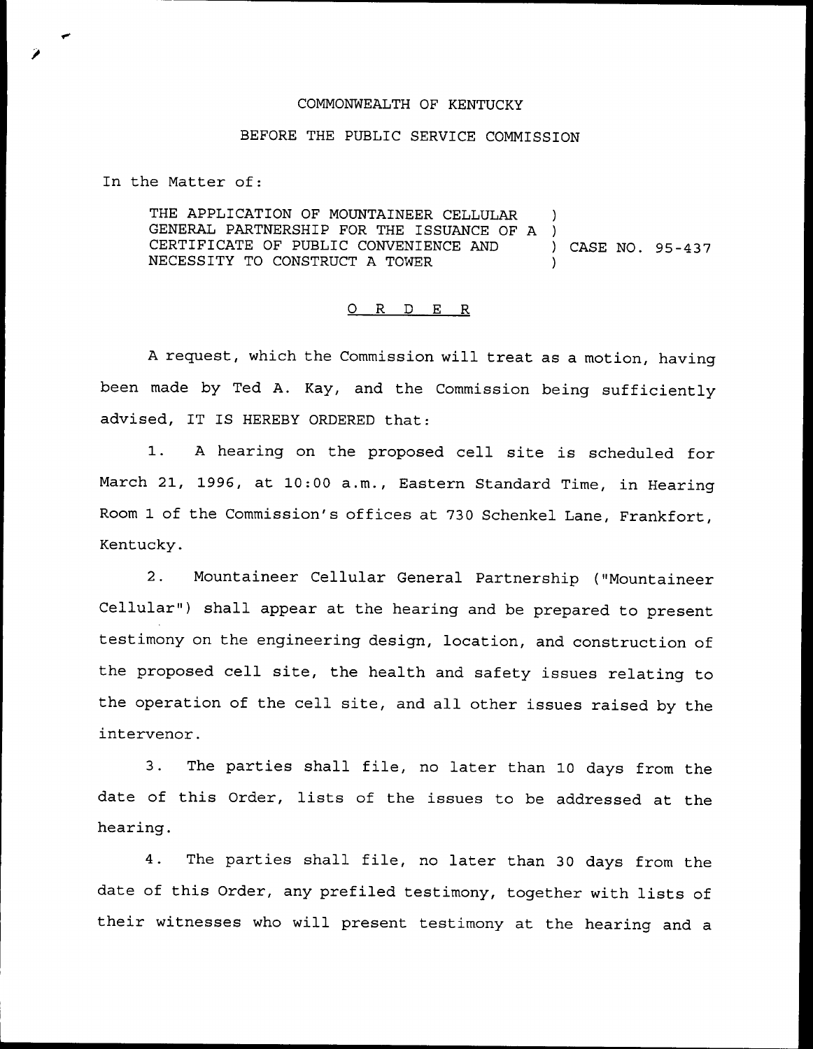COMMONWEALTH OF KENTUCKY

BEFORE THE PUBLIC SERVICE COMMISSION

In the Matter of:

THE APPLICATION OF MOUNTAINEER CELLULAR )
GENERAL PARTNERSHIP FOR THE ISSUANCE OF A )
CERTIFICATE OF PUBLIC CONVENIENCE AND ) CASE NO. 95-437
NECESSITY TO CONSTRUCT A TOWER )

O R D E R

A request, which the Commission will treat as a motion, having been made by Ted A. Kay, and the Commission being sufficiently advised, IT IS HEREBY ORDERED that:

1. A hearing on the proposed cell site is scheduled for March 21, 1996, at 10:00 a.m., Eastern Standard Time, in Hearing Room 1 of the Commission's offices at 730 Schenkel Lane, Frankfort, Kentucky.

2. Mountaineer Cellular General Partnership ("Mountaineer Cellular") shall appear at the hearing and be prepared to present testimony on the engineering design, location, and construction of the proposed cell site, the health and safety issues relating to the operation of the cell site, and all other issues raised by the intervenor.

3. The parties shall file, no later than 10 days from the date of this Order, lists of the issues to be addressed at the hearing.

4. The parties shall file, no later than 30 days from the date of this Order, any prefiled testimony, together with lists of their witnesses who will present testimony at the hearing and a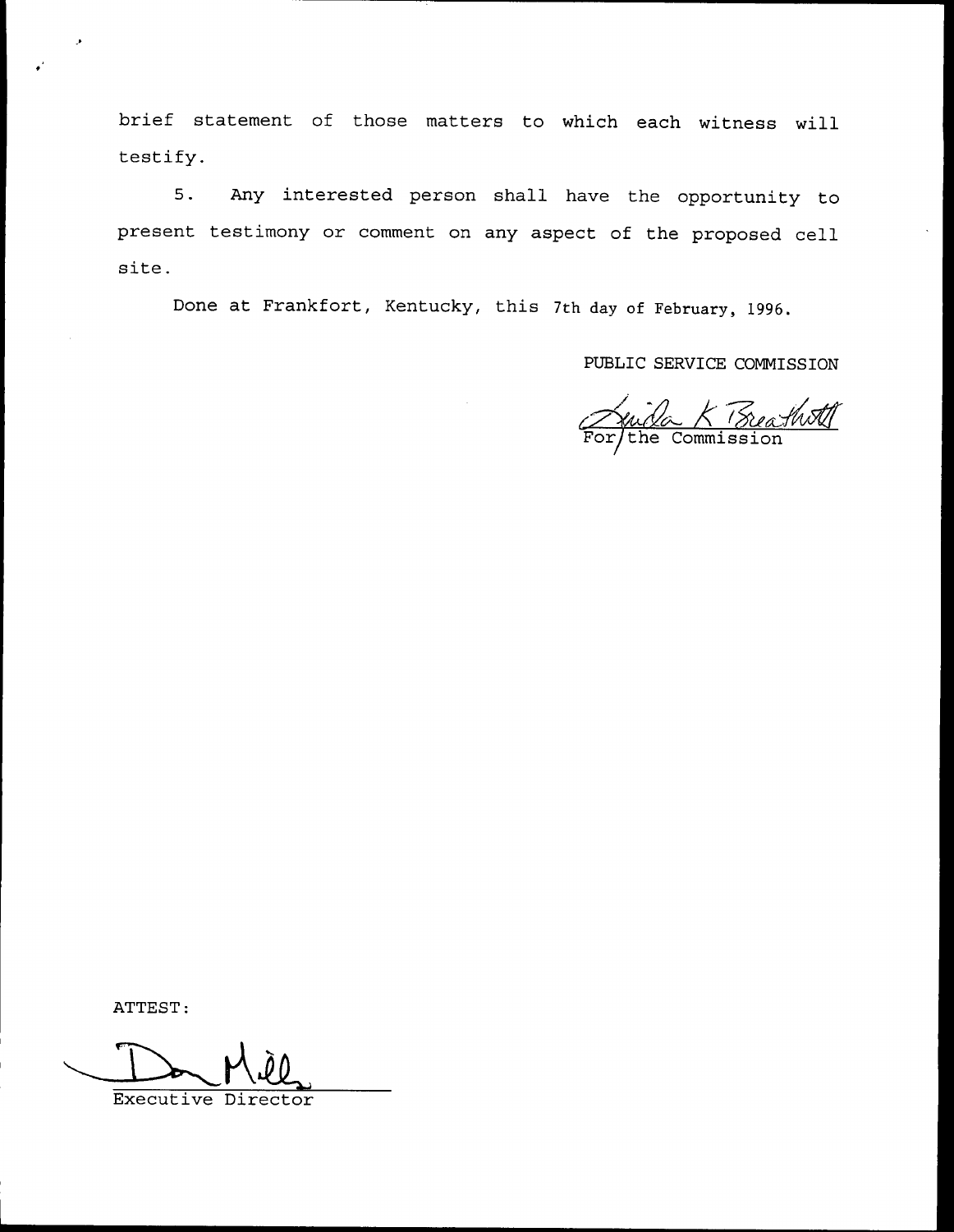brief statement of those matters to which each witness will testify.

5. Any interested person shall have the opportunity to present testimony or comment on any aspect of the proposed cell site.

Done at Frankfort, Kentucky, this 7th day of February, 1996.

PUBLIC SERVICE COMMISSION

For the Commission

ATTEST:

Executive Director